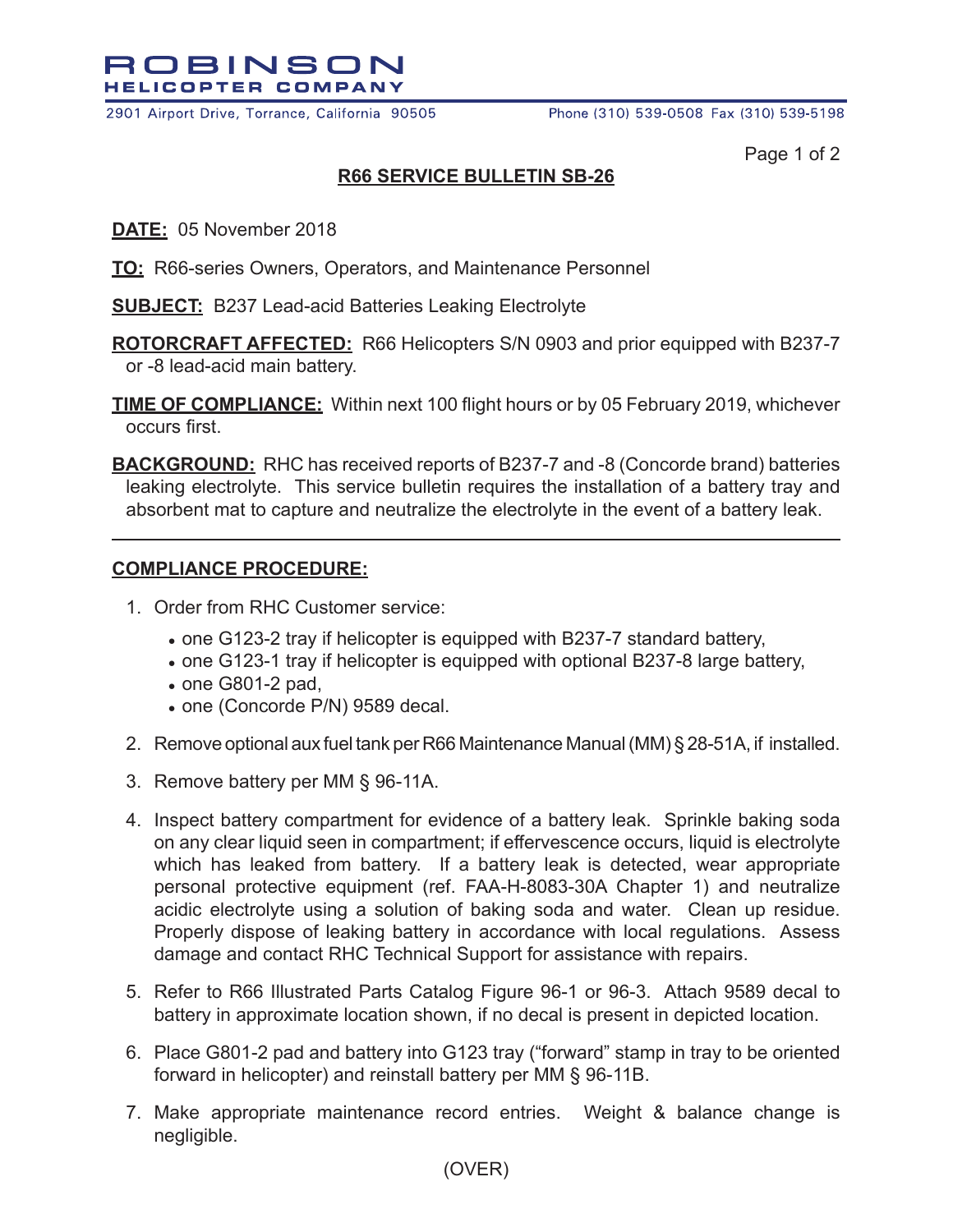# ROBINSON HELICOPTER COMPANY

2901 Airport Drive, Torrance, California 90505 Phone (310) 539-0508 Fax (310) 539-5198

## R66 SERVICE BULLETIN SB-26

**DATE:** 05 November 2018

**TO:** R66-series Owners, Operators, and Maintenance Personnel

**SUBJECT:** B237 Lead-acid Batteries Leaking Electrolyte

**ROTORCRAFT AFFECTED:** R66 Helicopters S/N 0903 and prior equipped with B237-7 or -8 lead-acid main battery.

**TIME OF COMPLIANCE:** Within next 100 flight hours or by 05 February 2019, whichever occurs first.

**BACKGROUND:** RHC has received reports of B237-7 and -8 (Concorde brand) batteries leaking electrolyte. This service bulletin requires the installation of a battery tray and absorbent mat to capture and neutralize the electrolyte in the event of a battery leak.

---

**COMPLIANCE PROCEDURE:**

1. Order from RHC Customer service:
   - one G123-2 tray if helicopter is equipped with B237-7 standard battery,
   - one G123-1 tray if helicopter is equipped with optional B237-8 large battery,
   - one G801-2 pad,
   - one (Concorde P/N) 9589 decal.
2. Remove optional aux fuel tank per R66 Maintenance Manual (MM) § 28-51A, if installed.
3. Remove battery per MM § 96-11A.
4. Inspect battery compartment for evidence of a battery leak. Sprinkle baking soda on any clear liquid seen in compartment; if effervescence occurs, liquid is electrolyte which has leaked from battery. If a battery leak is detected, wear appropriate personal protective equipment (ref. FAA-H-8083-30A Chapter 1) and neutralize acidic electrolyte using a solution of baking soda and water. Clean up residue. Properly dispose of leaking battery in accordance with local regulations. Assess damage and contact RHC Technical Support for assistance with repairs.
5. Refer to R66 Illustrated Parts Catalog Figure 96-1 or 96-3. Attach 9589 decal to battery in approximate location shown, if no decal is present in depicted location.
6. Place G801-2 pad and battery into G123 tray ("forward" stamp in tray to be oriented forward in helicopter) and reinstall battery per MM § 96-11B.
7. Make appropriate maintenance record entries. Weight & balance change is negligible.

(OVER)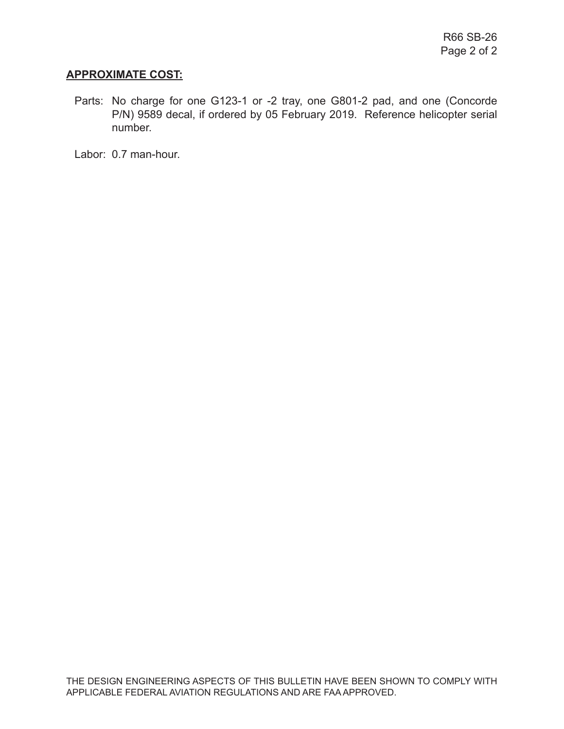**APPROXIMATE COST:**

Parts: No charge for one G123-1 or -2 tray, one G801-2 pad, and one (Concorde P/N) 9589 decal, if ordered by 05 February 2019. Reference helicopter serial number.

Labor: 0.7 man-hour.

THE DESIGN ENGINEERING ASPECTS OF THIS BULLETIN HAVE BEEN SHOWN TO COMPLY WITH APPLICABLE FEDERAL AVIATION REGULATIONS AND ARE FAA APPROVED.